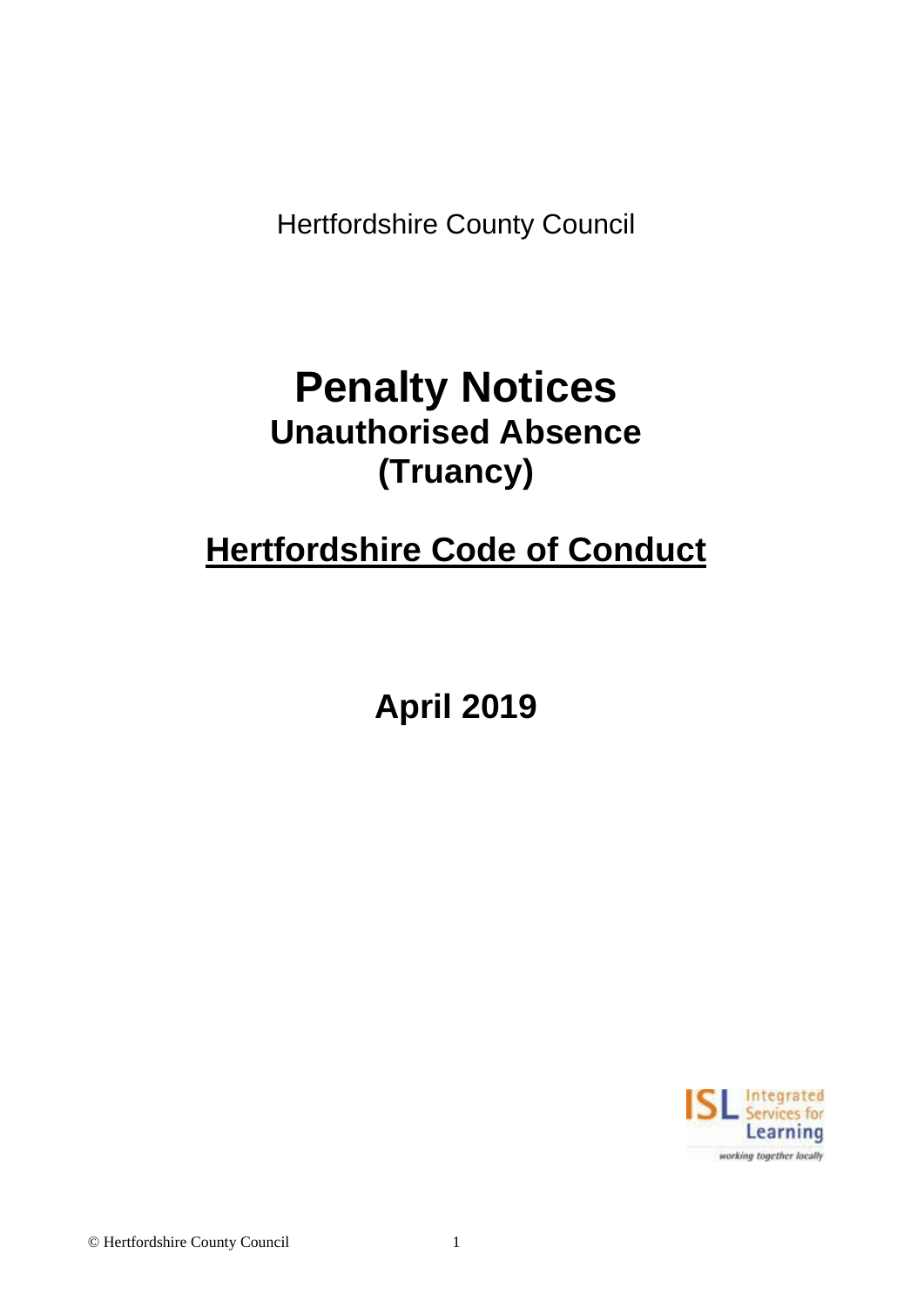Hertfordshire County Council

# Penalty Notices

## Unauthorised Absence (Truancy)

## Hertfordshire Code of Conduct

**April 2019**

ISL Integrated Services for Learning

*working together locally*

© Hertfordshire County Council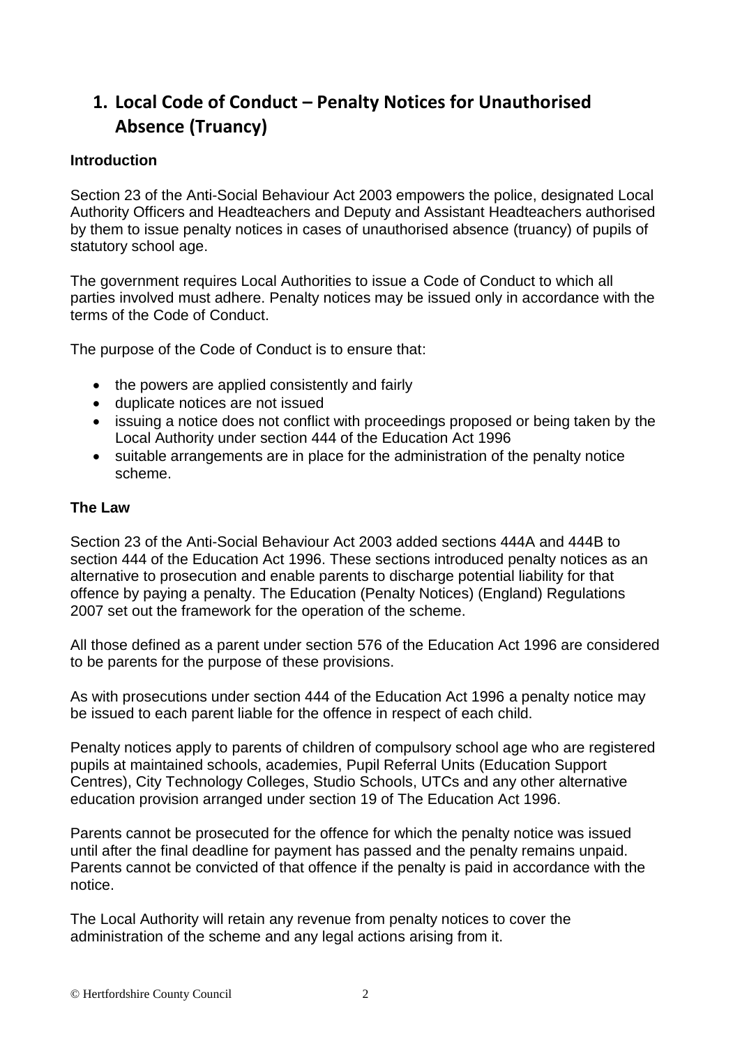# 1. Local Code of Conduct – Penalty Notices for Unauthorised Absence (Truancy)

**Introduction**

Section 23 of the Anti-Social Behaviour Act 2003 empowers the police, designated Local Authority Officers and Headteachers and Deputy and Assistant Headteachers authorised by them to issue penalty notices in cases of unauthorised absence (truancy) of pupils of statutory school age.

The government requires Local Authorities to issue a Code of Conduct to which all parties involved must adhere. Penalty notices may be issued only in accordance with the terms of the Code of Conduct.

The purpose of the Code of Conduct is to ensure that:

- the powers are applied consistently and fairly
- duplicate notices are not issued
- issuing a notice does not conflict with proceedings proposed or being taken by the Local Authority under section 444 of the Education Act 1996
- suitable arrangements are in place for the administration of the penalty notice scheme.

**The Law**

Section 23 of the Anti-Social Behaviour Act 2003 added sections 444A and 444B to section 444 of the Education Act 1996. These sections introduced penalty notices as an alternative to prosecution and enable parents to discharge potential liability for that offence by paying a penalty. The Education (Penalty Notices) (England) Regulations 2007 set out the framework for the operation of the scheme.

All those defined as a parent under section 576 of the Education Act 1996 are considered to be parents for the purpose of these provisions.

As with prosecutions under section 444 of the Education Act 1996 a penalty notice may be issued to each parent liable for the offence in respect of each child.

Penalty notices apply to parents of children of compulsory school age who are registered pupils at maintained schools, academies, Pupil Referral Units (Education Support Centres), City Technology Colleges, Studio Schools, UTCs and any other alternative education provision arranged under section 19 of The Education Act 1996.

Parents cannot be prosecuted for the offence for which the penalty notice was issued until after the final deadline for payment has passed and the penalty remains unpaid. Parents cannot be convicted of that offence if the penalty is paid in accordance with the notice.

The Local Authority will retain any revenue from penalty notices to cover the administration of the scheme and any legal actions arising from it.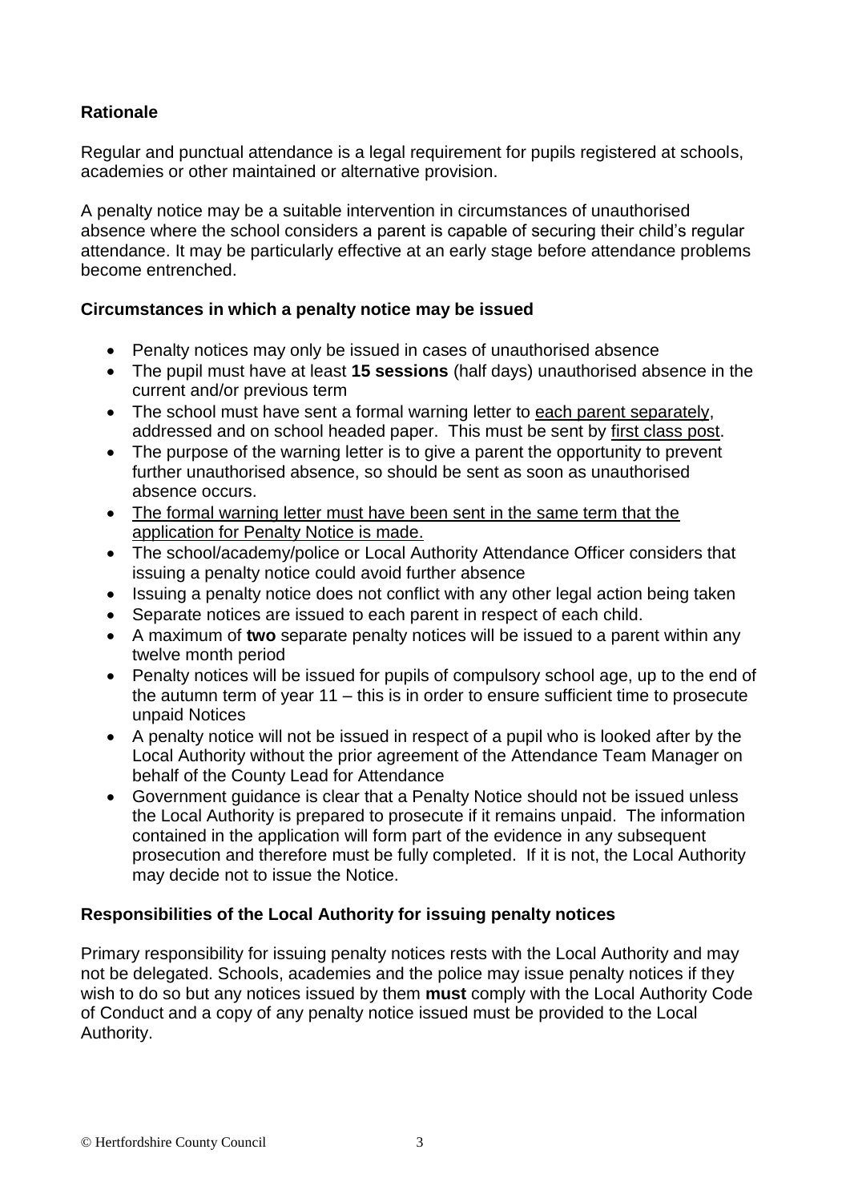**Rationale**

Regular and punctual attendance is a legal requirement for pupils registered at schools, academies or other maintained or alternative provision.

A penalty notice may be a suitable intervention in circumstances of unauthorised absence where the school considers a parent is capable of securing their child's regular attendance. It may be particularly effective at an early stage before attendance problems become entrenched.

**Circumstances in which a penalty notice may be issued**

- Penalty notices may only be issued in cases of unauthorised absence
- The pupil must have at least **15 sessions** (half days) unauthorised absence in the current and/or previous term
- The school must have sent a formal warning letter to each parent separately, addressed and on school headed paper. This must be sent by first class post.
- The purpose of the warning letter is to give a parent the opportunity to prevent further unauthorised absence, so should be sent as soon as unauthorised absence occurs.
- The formal warning letter must have been sent in the same term that the application for Penalty Notice is made.
- The school/academy/police or Local Authority Attendance Officer considers that issuing a penalty notice could avoid further absence
- Issuing a penalty notice does not conflict with any other legal action being taken
- Separate notices are issued to each parent in respect of each child.
- A maximum of **two** separate penalty notices will be issued to a parent within any twelve month period
- Penalty notices will be issued for pupils of compulsory school age, up to the end of the autumn term of year 11 – this is in order to ensure sufficient time to prosecute unpaid Notices
- A penalty notice will not be issued in respect of a pupil who is looked after by the Local Authority without the prior agreement of the Attendance Team Manager on behalf of the County Lead for Attendance
- Government guidance is clear that a Penalty Notice should not be issued unless the Local Authority is prepared to prosecute if it remains unpaid. The information contained in the application will form part of the evidence in any subsequent prosecution and therefore must be fully completed. If it is not, the Local Authority may decide not to issue the Notice.

**Responsibilities of the Local Authority for issuing penalty notices**

Primary responsibility for issuing penalty notices rests with the Local Authority and may not be delegated. Schools, academies and the police may issue penalty notices if they wish to do so but any notices issued by them **must** comply with the Local Authority Code of Conduct and a copy of any penalty notice issued must be provided to the Local Authority.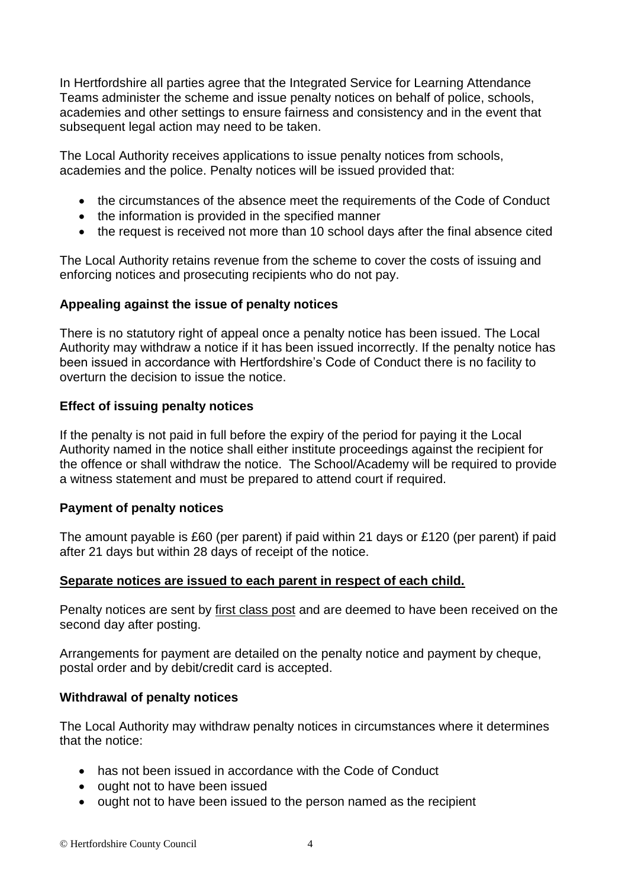In Hertfordshire all parties agree that the Integrated Service for Learning Attendance Teams administer the scheme and issue penalty notices on behalf of police, schools, academies and other settings to ensure fairness and consistency and in the event that subsequent legal action may need to be taken.

The Local Authority receives applications to issue penalty notices from schools, academies and the police. Penalty notices will be issued provided that:

- the circumstances of the absence meet the requirements of the Code of Conduct
- the information is provided in the specified manner
- the request is received not more than 10 school days after the final absence cited

The Local Authority retains revenue from the scheme to cover the costs of issuing and enforcing notices and prosecuting recipients who do not pay.

**Appealing against the issue of penalty notices**

There is no statutory right of appeal once a penalty notice has been issued. The Local Authority may withdraw a notice if it has been issued incorrectly. If the penalty notice has been issued in accordance with Hertfordshire's Code of Conduct there is no facility to overturn the decision to issue the notice.

**Effect of issuing penalty notices**

If the penalty is not paid in full before the expiry of the period for paying it the Local Authority named in the notice shall either institute proceedings against the recipient for the offence or shall withdraw the notice. The School/Academy will be required to provide a witness statement and must be prepared to attend court if required.

**Payment of penalty notices**

The amount payable is £60 (per parent) if paid within 21 days or £120 (per parent) if paid after 21 days but within 28 days of receipt of the notice.

**Separate notices are issued to each parent in respect of each child.**

Penalty notices are sent by first class post and are deemed to have been received on the second day after posting.

Arrangements for payment are detailed on the penalty notice and payment by cheque, postal order and by debit/credit card is accepted.

**Withdrawal of penalty notices**

The Local Authority may withdraw penalty notices in circumstances where it determines that the notice:

- has not been issued in accordance with the Code of Conduct
- ought not to have been issued
- ought not to have been issued to the person named as the recipient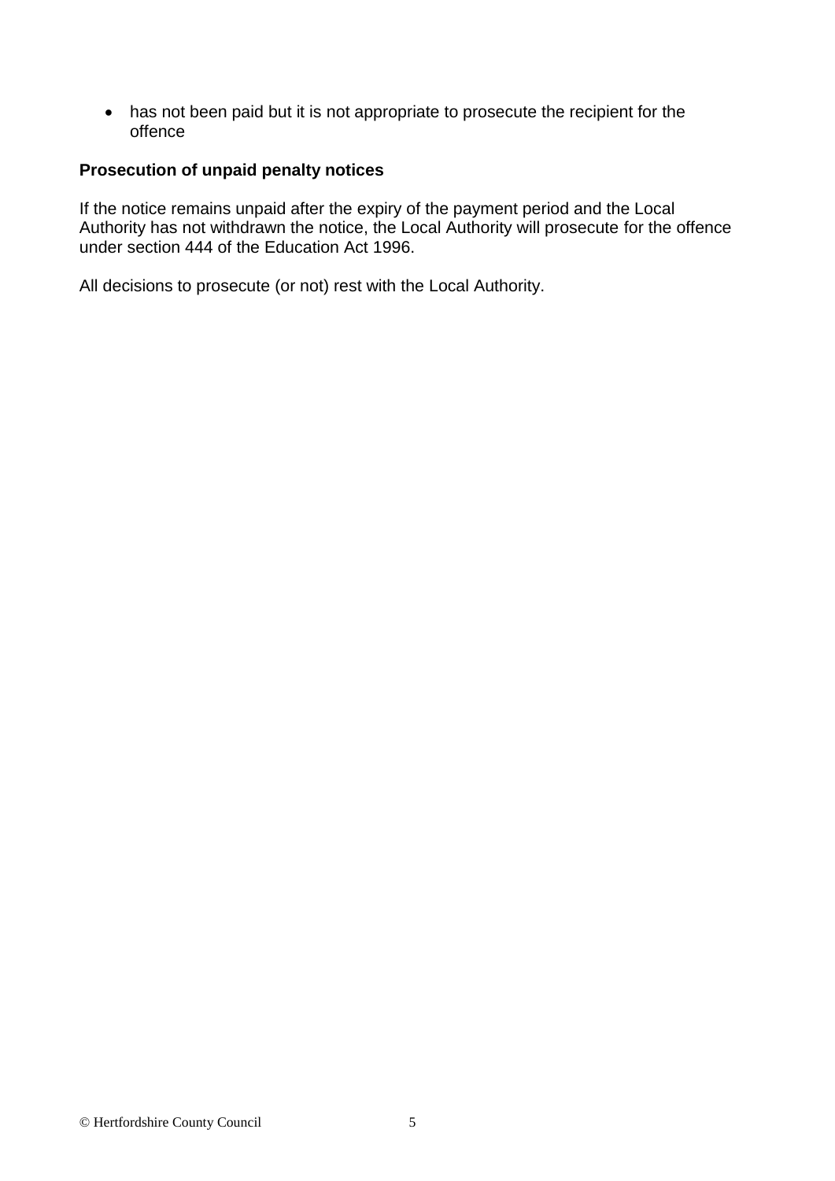- has not been paid but it is not appropriate to prosecute the recipient for the offence

**Prosecution of unpaid penalty notices**

If the notice remains unpaid after the expiry of the payment period and the Local Authority has not withdrawn the notice, the Local Authority will prosecute for the offence under section 444 of the Education Act 1996.

All decisions to prosecute (or not) rest with the Local Authority.